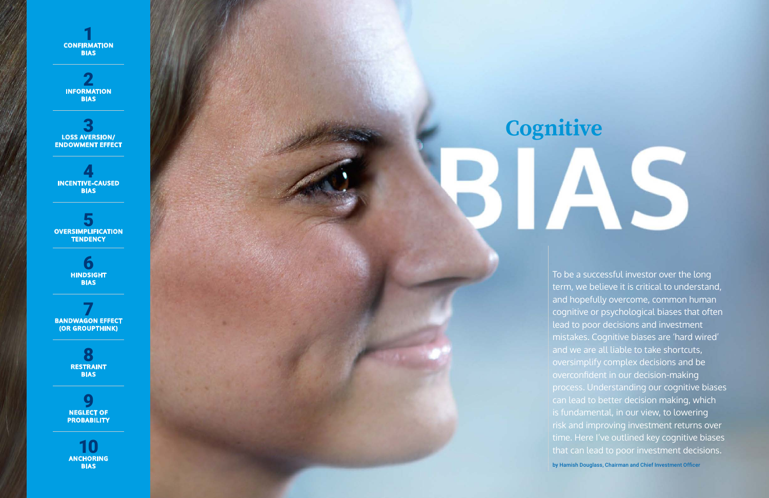# Cognitive BIAS

To be a successful investor over the long term, we believe it is critical to understand, and hopefully overcome, common human cognitive or psychological biases that often lead to poor decisions and investment mistakes. Cognitive biases are 'hard wired' and we are all liable to take shortcuts, oversimplify complex decisions and be overconfident in our decision-making process. Understanding our cognitive biases can lead to better decision making, which is fundamental, in our view, to lowering risk and improving investment returns over time. Here I've outlined key cognitive biases that can lead to poor investment decisions.

by Hamish Douglass, Chairman and Chief Investment Officer

1. CONFIRMATION BIAS
2. INFORMATION BIAS
3. LOSS AVERSION/ ENDOWMENT EFFECT
4. INCENTIVE-CAUSED BIAS
5. OVERSIMPLIFICATION TENDENCY
6. HINDSIGHT BIAS
7. BANDWAGON EFFECT (OR GROUPTHINK)
8. RESTRAINT BIAS
9. NEGLECT OF PROBABILITY
10. ANCHORING BIAS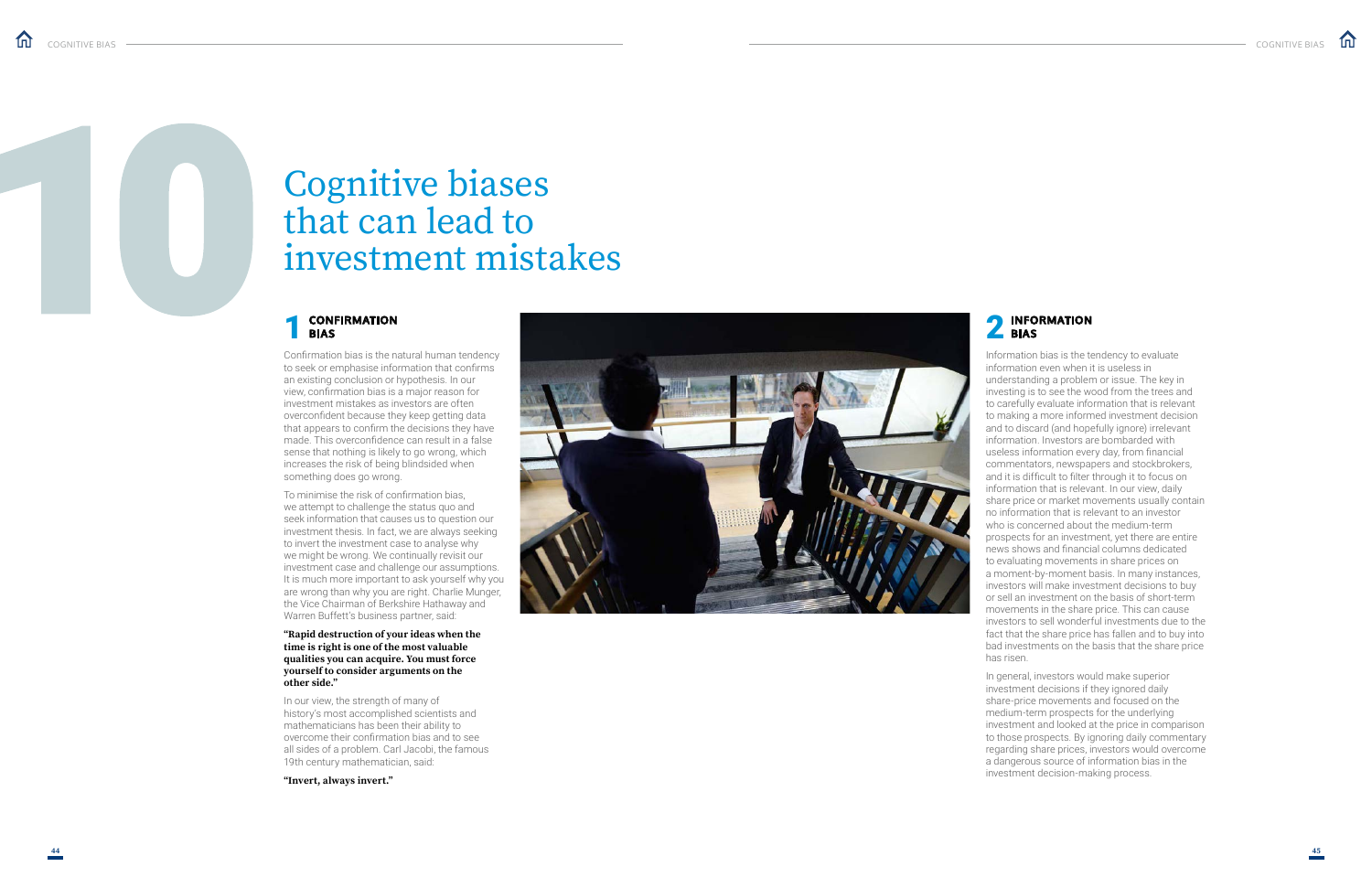# 10 Cognitive biases that can lead to investment mistakes

## 1 CONFIRMATION BIAS

Confirmation bias is the natural human tendency to seek or emphasise information that confirms an existing conclusion or hypothesis. In our view, confirmation bias is a major reason for investment mistakes as investors are often overconfident because they keep getting data that appears to confirm the decisions they have made. This overconfidence can result in a false sense that nothing is likely to go wrong, which increases the risk of being blindsided when something does go wrong.

To minimise the risk of confirmation bias, we attempt to challenge the status quo and seek information that causes us to question our investment thesis. In fact, we are always seeking to invert the investment case to analyse why we might be wrong. We continually revisit our investment case and challenge our assumptions. It is much more important to ask yourself why you are wrong than why you are right. Charlie Munger, the Vice Chairman of Berkshire Hathaway and Warren Buffett's business partner, said:

**"Rapid destruction of your ideas when the time is right is one of the most valuable qualities you can acquire. You must force yourself to consider arguments on the other side."**

In our view, the strength of many of history's most accomplished scientists and mathematicians has been their ability to overcome their confirmation bias and to see all sides of a problem. Carl Jacobi, the famous 19th century mathematician, said:

**"Invert, always invert."**

## 2 INFORMATION BIAS

Information bias is the tendency to evaluate information even when it is useless in understanding a problem or issue. The key in investing is to see the wood from the trees and to carefully evaluate information that is relevant to making a more informed investment decision and to discard (and hopefully ignore) irrelevant information. Investors are bombarded with useless information every day, from financial commentators, newspapers and stockbrokers, and it is difficult to filter through it to focus on information that is relevant. In our view, daily share price or market movements usually contain no information that is relevant to an investor who is concerned about the medium-term prospects for an investment, yet there are entire news shows and financial columns dedicated to evaluating movements in share prices on a moment-by-moment basis. In many instances, investors will make investment decisions to buy or sell an investment on the basis of short-term movements in the share price. This can cause investors to sell wonderful investments due to the fact that the share price has fallen and to buy into bad investments on the basis that the share price has risen.

In general, investors would make superior investment decisions if they ignored daily share-price movements and focused on the medium-term prospects for the underlying investment and looked at the price in comparison to those prospects. By ignoring daily commentary regarding share prices, investors would overcome a dangerous source of information bias in the investment decision-making process.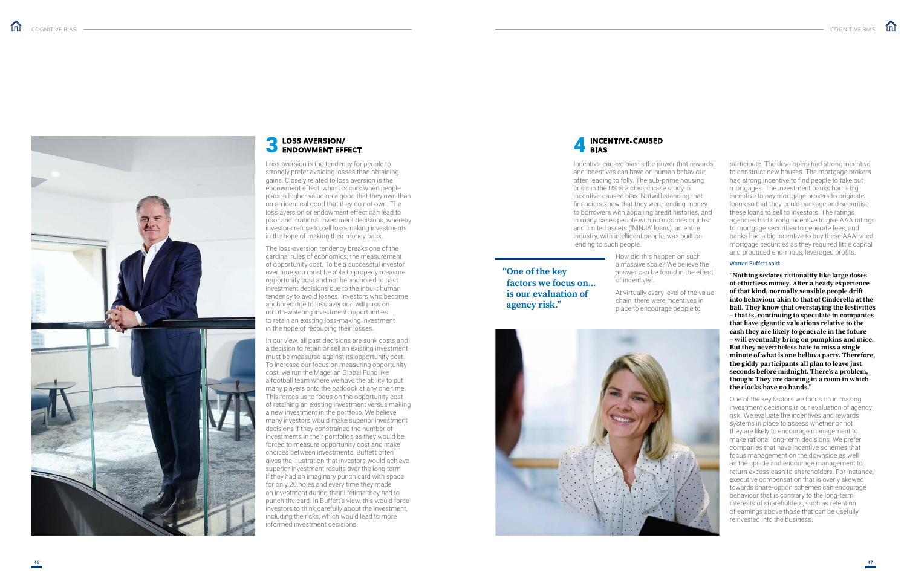## 3 LOSS AVERSION/ ENDOWMENT EFFECT

Loss aversion is the tendency for people to strongly prefer avoiding losses than obtaining gains. Closely related to loss aversion is the endowment effect, which occurs when people place a higher value on a good that they own than on an identical good that they do not own. The loss aversion or endowment effect can lead to poor and irrational investment decisions, whereby investors refuse to sell loss-making investments in the hope of making their money back.

The loss-aversion tendency breaks one of the cardinal rules of economics; the measurement of opportunity cost. To be a successful investor over time you must be able to properly measure opportunity cost and not be anchored to past investment decisions due to the inbuilt human tendency to avoid losses. Investors who become anchored due to loss aversion will pass on mouth-watering investment opportunities to retain an existing loss-making investment in the hope of recouping their losses.

In our view, all past decisions are sunk costs and a decision to retain or sell an existing investment must be measured against its opportunity cost. To increase our focus on measuring opportunity cost, we run the Magellan Global Fund like a football team where we have the ability to put many players onto the paddock at any one time. This forces us to focus on the opportunity cost of retaining an existing investment versus making a new investment in the portfolio. We believe many investors would make superior investment decisions if they constrained the number of investments in their portfolios as they would be forced to measure opportunity cost and make choices between investments. Buffett often gives the illustration that investors would achieve superior investment results over the long term if they had an imaginary punch card with space for only 20 holes and every time they made an investment during their lifetime they had to punch the card. In Buffett's view, this would force investors to think carefully about the investment, including the risks, which would lead to more informed investment decisions.

## 4 INCENTIVE-CAUSED BIAS

Incentive-caused bias is the power that rewards and incentives can have on human behaviour, often leading to folly. The sub-prime housing crisis in the US is a classic case study in incentive-caused bias. Notwithstanding that financiers knew that they were lending money to borrowers with appalling credit histories, and in many cases people with no incomes or jobs and limited assets ('NINJA' loans), an entire industry, with intelligent people, was built on lending to such people.

**"One of the key factors we focus on... is our evaluation of agency risk."**

How did this happen on such a massive scale? We believe the answer can be found in the effect of incentives.

At virtually every level of the value chain, there were incentives in place to encourage people to participate. The developers had strong incentive to construct new houses. The mortgage brokers had strong incentive to find people to take out mortgages. The investment banks had a big incentive to pay mortgage brokers to originate loans so that they could package and securitise these loans to sell to investors. The ratings agencies had strong incentive to give AAA ratings to mortgage securities to generate fees, and banks had a big incentive to buy these AAA-rated mortgage securities as they required little capital and produced enormous, leveraged profits.

Warren Buffett said:

**"Nothing sedates rationality like large doses of effortless money. After a heady experience of that kind, normally sensible people drift into behaviour akin to that of Cinderella at the ball. They know that overstaying the festivities – that is, continuing to speculate in companies that have gigantic valuations relative to the cash they are likely to generate in the future – will eventually bring on pumpkins and mice. But they nevertheless hate to miss a single minute of what is one helluva party. Therefore, the giddy participants all plan to leave just seconds before midnight. There's a problem, though: They are dancing in a room in which the clocks have no hands."**

One of the key factors we focus on in making investment decisions is our evaluation of agency risk. We evaluate the incentives and rewards systems in place to assess whether or not they are likely to encourage management to make rational long-term decisions. We prefer companies that have incentive schemes that focus management on the downside as well as the upside and encourage management to return excess cash to shareholders. For instance, executive compensation that is overly skewed towards share-option schemes can encourage behaviour that is contrary to the long-term interests of shareholders, such as retention of earnings above those that can be usefully reinvested into the business.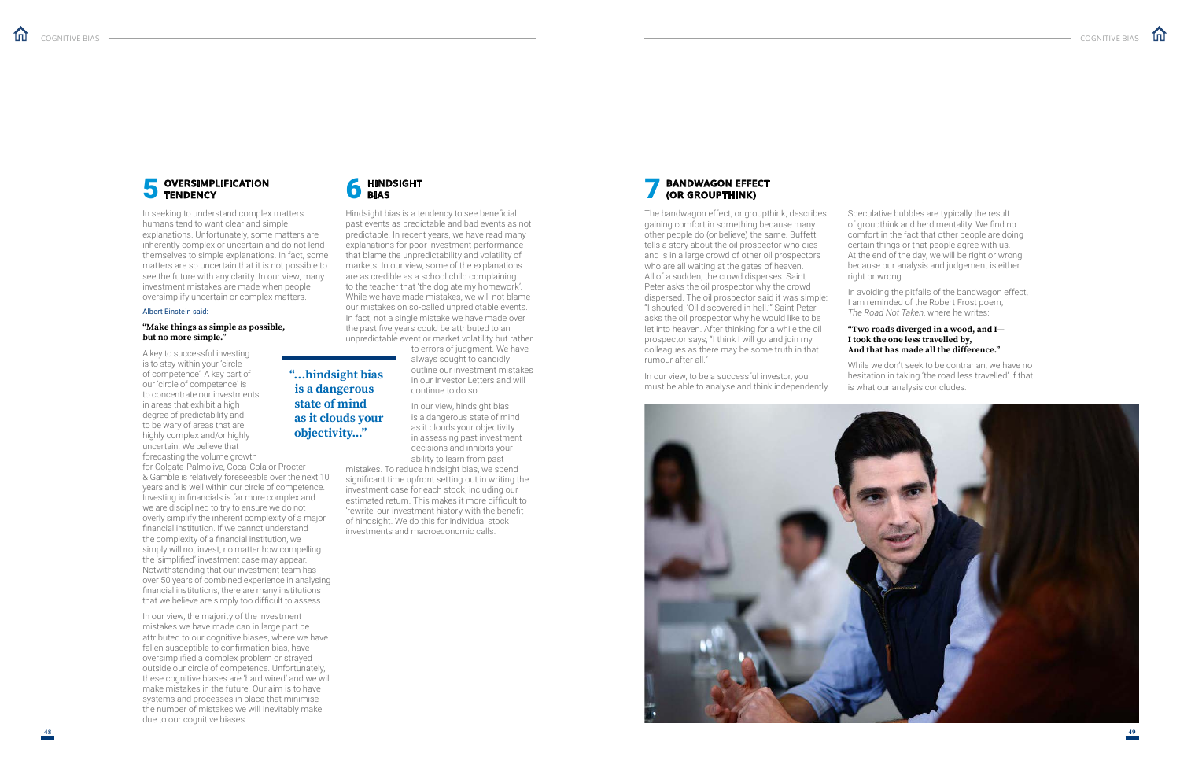## 5 OVERSIMPLIFICATION TENDENCY

In seeking to understand complex matters humans tend to want clear and simple explanations. Unfortunately, some matters are inherently complex or uncertain and do not lend themselves to simple explanations. In fact, some matters are so uncertain that it is not possible to see the future with any clarity. In our view, many investment mistakes are made when people oversimplify uncertain or complex matters.

Albert Einstein said:

**"Make things as simple as possible, but no more simple."**

A key to successful investing is to stay within your 'circle of competence'. A key part of our 'circle of competence' is to concentrate our investments in areas that exhibit a high degree of predictability and to be wary of areas that are highly complex and/or highly uncertain. We believe that forecasting the volume growth for Colgate-Palmolive, Coca-Cola or Procter & Gamble is relatively foreseeable over the next 10 years and is well within our circle of competence. Investing in financials is far more complex and we are disciplined to try to ensure we do not overly simplify the inherent complexity of a major financial institution. If we cannot understand the complexity of a financial institution, we simply will not invest, no matter how compelling the 'simplified' investment case may appear. Notwithstanding that our investment team has over 50 years of combined experience in analysing financial institutions, there are many institutions that we believe are simply too difficult to assess.

In our view, the majority of the investment mistakes we have made can in large part be attributed to our cognitive biases, where we have fallen susceptible to confirmation bias, have oversimplified a complex problem or strayed outside our circle of competence. Unfortunately, these cognitive biases are 'hard wired' and we will make mistakes in the future. Our aim is to have systems and processes in place that minimise the number of mistakes we will inevitably make due to our cognitive biases.

## 6 HINDSIGHT BIAS

Hindsight bias is a tendency to see beneficial past events as predictable and bad events as not predictable. In recent years, we have read many explanations for poor investment performance that blame the unpredictability and volatility of markets. In our view, some of the explanations are as credible as a school child complaining to the teacher that 'the dog ate my homework'. While we have made mistakes, we will not blame our mistakes on so-called unpredictable events. In fact, not a single mistake we have made over the past five years could be attributed to an unpredictable event or market volatility but rather to errors of judgment. We have always sought to candidly outline our investment mistakes in our Investor Letters and will continue to do so.

**"...hindsight bias is a dangerous state of mind as it clouds your objectivity..."**

In our view, hindsight bias is a dangerous state of mind as it clouds your objectivity in assessing past investment decisions and inhibits your ability to learn from past mistakes. To reduce hindsight bias, we spend significant time upfront setting out in writing the investment case for each stock, including our estimated return. This makes it more difficult to 'rewrite' our investment history with the benefit of hindsight. We do this for individual stock investments and macroeconomic calls.

## 7 BANDWAGON EFFECT (OR GROUPTHINK)

The bandwagon effect, or groupthink, describes gaining comfort in something because many other people do (or believe) the same. Buffett tells a story about the oil prospector who dies and is in a large crowd of other oil prospectors who are all waiting at the gates of heaven. All of a sudden, the crowd disperses. Saint Peter asks the oil prospector why the crowd dispersed. The oil prospector said it was simple: "I shouted, 'Oil discovered in hell.'" Saint Peter asks the oil prospector why he would like to be let into heaven. After thinking for a while the oil prospector says, "I think I will go and join my colleagues as there may be some truth in that rumour after all."

In our view, to be a successful investor, you must be able to analyse and think independently.

Speculative bubbles are typically the result of groupthink and herd mentality. We find no comfort in the fact that other people are doing certain things or that people agree with us. At the end of the day, we will be right or wrong because our analysis and judgement is either right or wrong.

In avoiding the pitfalls of the bandwagon effect, I am reminded of the Robert Frost poem, *The Road Not Taken*, where he writes:

**"Two roads diverged in a wood, and I—
I took the one less travelled by,
And that has made all the difference."**

While we don't seek to be contrarian, we have no hesitation in taking 'the road less travelled' if that is what our analysis concludes.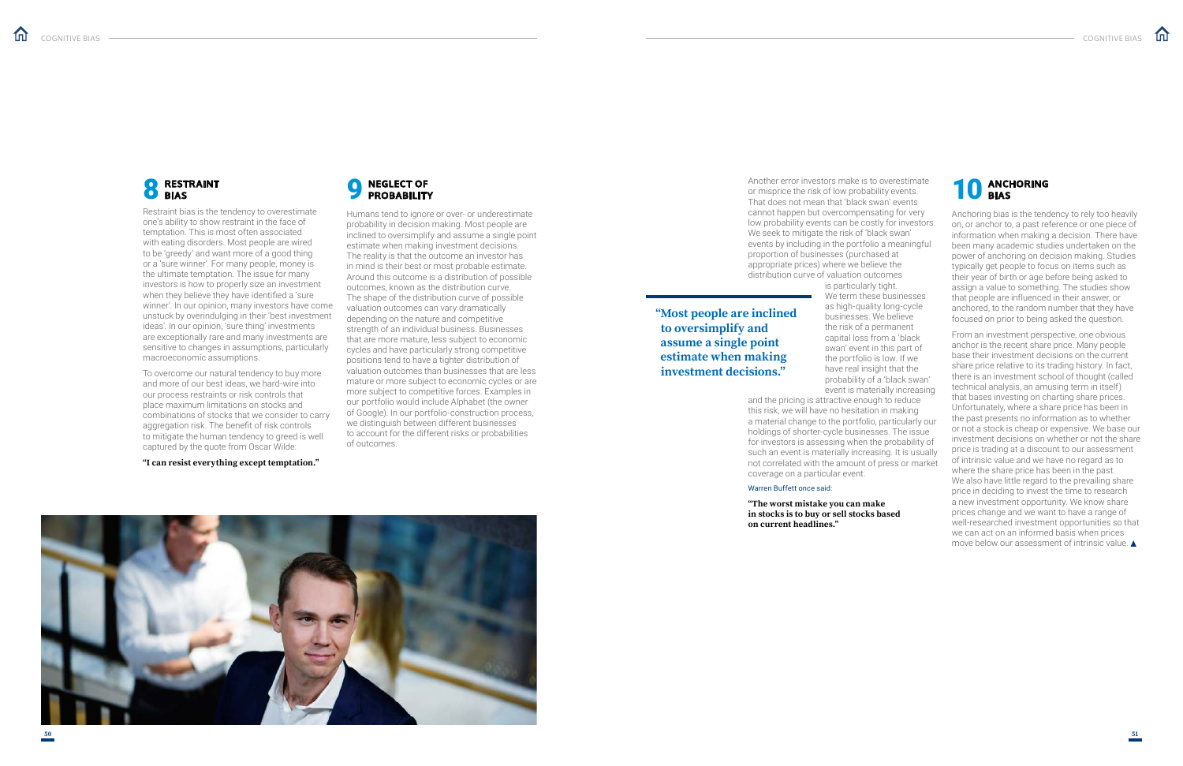## 8 RESTRAINT BIAS

Restraint bias is the tendency to overestimate one's ability to show restraint in the face of temptation. This is most often associated with eating disorders. Most people are wired to be 'greedy' and want more of a good thing or a 'sure winner'. For many people, money is the ultimate temptation. The issue for many investors is how to properly size an investment when they believe they have identified a 'sure winner'. In our opinion, many investors have come unstuck by overindulging in their 'best investment ideas'. In our opinion, 'sure thing' investments are exceptionally rare and many investments are sensitive to changes in assumptions, particularly macroeconomic assumptions.

To overcome our natural tendency to buy more and more of our best ideas, we hard-wire into our process restraints or risk controls that place maximum limitations on stocks and combinations of stocks that we consider to carry aggregation risk. The benefit of risk controls to mitigate the human tendency to greed is well captured by the quote from Oscar Wilde:

**"I can resist everything except temptation."**

## 9 NEGLECT OF PROBABILITY

Humans tend to ignore or over- or underestimate probability in decision making. Most people are inclined to oversimplify and assume a single point estimate when making investment decisions. The reality is that the outcome an investor has in mind is their best or most probable estimate. Around this outcome is a distribution of possible outcomes, known as the distribution curve. The shape of the distribution curve of possible valuation outcomes can vary dramatically depending on the nature and competitive strength of an individual business. Businesses that are more mature, less subject to economic cycles and have particularly strong competitive positions tend to have a tighter distribution of valuation outcomes than businesses that are less mature or more subject to economic cycles or are more subject to competitive forces. Examples in our portfolio would include Alphabet (the owner of Google). In our portfolio-construction process, we distinguish between different businesses to account for the different risks or probabilities of outcomes.

Another error investors make is to overestimate or misprice the risk of low probability events. That does not mean that 'black swan' events cannot happen but overcompensating for very low probability events can be costly for investors. We seek to mitigate the risk of 'black swan' events by including in the portfolio a meaningful proportion of businesses (purchased at appropriate prices) where we believe the distribution curve of valuation outcomes is particularly tight. We term these businesses as high-quality long-cycle businesses. We believe the risk of a permanent capital loss from a 'black swan' event in this part of the portfolio is low. If we have real insight that the probability of a 'black swan' event is materially increasing and the pricing is attractive enough to reduce this risk, we will have no hesitation in making a material change to the portfolio, particularly our holdings of shorter-cycle businesses. The issue for investors is assessing when the probability of such an event is materially increasing. It is usually not correlated with the amount of press or market coverage on a particular event.

**"Most people are inclined to oversimplify and assume a single point estimate when making investment decisions."**

Warren Buffett once said:

**"The worst mistake you can make in stocks is to buy or sell stocks based on current headlines."**

## 10 ANCHORING BIAS

Anchoring bias is the tendency to rely too heavily on, or anchor to, a past reference or one piece of information when making a decision. There have been many academic studies undertaken on the power of anchoring on decision making. Studies typically get people to focus on items such as their year of birth or age before being asked to assign a value to something. The studies show that people are influenced in their answer, or anchored, to the random number that they have focused on prior to being asked the question.

From an investment perspective, one obvious anchor is the recent share price. Many people base their investment decisions on the current share price relative to its trading history. In fact, there is an investment school of thought (called technical analysis, an amusing term in itself) that bases investing on charting share prices. Unfortunately, where a share price has been in the past presents no information as to whether or not a stock is cheap or expensive. We base our investment decisions on whether or not the share price is trading at a discount to our assessment of intrinsic value and we have no regard as to where the share price has been in the past. We also have little regard to the prevailing share price in deciding to invest the time to research a new investment opportunity. We know share prices change and we want to have a range of well-researched investment opportunities so that we can act on an informed basis when prices move below our assessment of intrinsic value. ▲